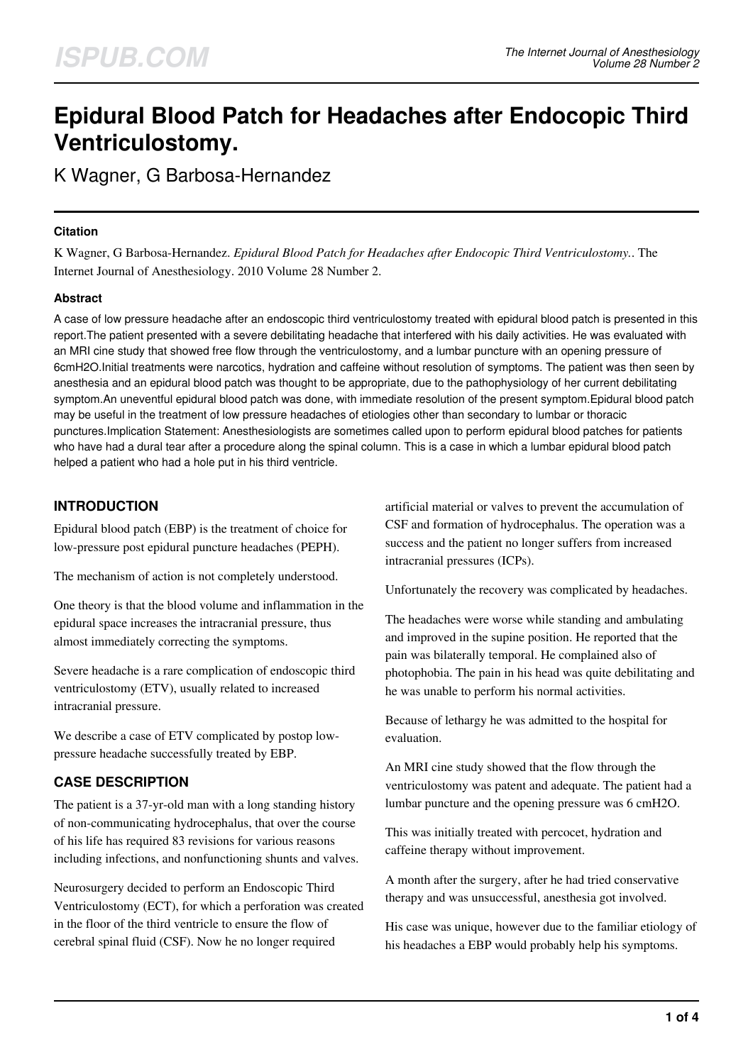# Epidural Blood Patch for Headaches after Endocopic Third Ventriculostomy.

K Wagner, G Barbosa-Hernandez

### Citation

K Wagner, G Barbosa-Hernandez. *Epidural Blood Patch for Headaches after Endocopic Third Ventriculostomy.*. The Internet Journal of Anesthesiology. 2010 Volume 28 Number 2.

### Abstract

A case of low pressure headache after an endoscopic third ventriculostomy treated with epidural blood patch is presented in this report.The patient presented with a severe debilitating headache that interfered with his daily activities. He was evaluated with an MRI cine study that showed free flow through the ventriculostomy, and a lumbar puncture with an opening pressure of 6cmH2O.Initial treatments were narcotics, hydration and caffeine without resolution of symptoms. The patient was then seen by anesthesia and an epidural blood patch was thought to be appropriate, due to the pathophysiology of her current debilitating symptom.An uneventful epidural blood patch was done, with immediate resolution of the present symptom.Epidural blood patch may be useful in the treatment of low pressure headaches of etiologies other than secondary to lumbar or thoracic punctures.Implication Statement: Anesthesiologists are sometimes called upon to perform epidural blood patches for patients who have had a dural tear after a procedure along the spinal column. This is a case in which a lumbar epidural blood patch helped a patient who had a hole put in his third ventricle.

## INTRODUCTION

Epidural blood patch (EBP) is the treatment of choice for low-pressure post epidural puncture headaches (PEPH).

The mechanism of action is not completely understood.

One theory is that the blood volume and inflammation in the epidural space increases the intracranial pressure, thus almost immediately correcting the symptoms.

Severe headache is a rare complication of endoscopic third ventriculostomy (ETV), usually related to increased intracranial pressure.

We describe a case of ETV complicated by postop low-pressure headache successfully treated by EBP.

## CASE DESCRIPTION

The patient is a 37-yr-old man with a long standing history of non-communicating hydrocephalus, that over the course of his life has required 83 revisions for various reasons including infections, and nonfunctioning shunts and valves.

Neurosurgery decided to perform an Endoscopic Third Ventriculostomy (ECT), for which a perforation was created in the floor of the third ventricle to ensure the flow of cerebral spinal fluid (CSF). Now he no longer required artificial material or valves to prevent the accumulation of CSF and formation of hydrocephalus. The operation was a success and the patient no longer suffers from increased intracranial pressures (ICPs).

Unfortunately the recovery was complicated by headaches.

The headaches were worse while standing and ambulating and improved in the supine position. He reported that the pain was bilaterally temporal. He complained also of photophobia. The pain in his head was quite debilitating and he was unable to perform his normal activities.

Because of lethargy he was admitted to the hospital for evaluation.

An MRI cine study showed that the flow through the ventriculostomy was patent and adequate. The patient had a lumbar puncture and the opening pressure was 6 cmH2O.

This was initially treated with percocet, hydration and caffeine therapy without improvement.

A month after the surgery, after he had tried conservative therapy and was unsuccessful, anesthesia got involved.

His case was unique, however due to the familiar etiology of his headaches a EBP would probably help his symptoms.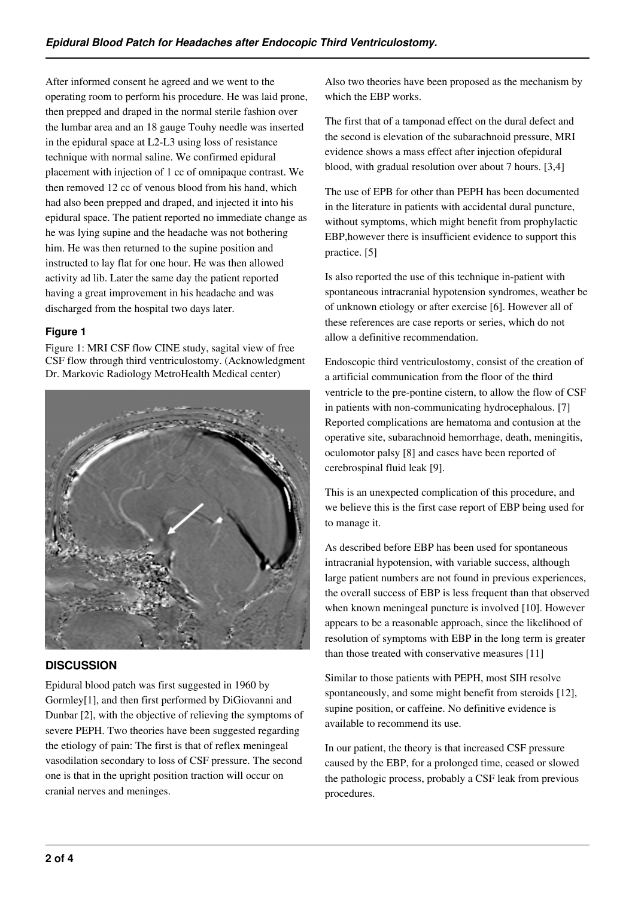After informed consent he agreed and we went to the operating room to perform his procedure. He was laid prone, then prepped and draped in the normal sterile fashion over the lumbar area and an 18 gauge Touhy needle was inserted in the epidural space at L2-L3 using loss of resistance technique with normal saline. We confirmed epidural placement with injection of 1 cc of omnipaque contrast. We then removed 12 cc of venous blood from his hand, which had also been prepped and draped, and injected it into his epidural space. The patient reported no immediate change as he was lying supine and the headache was not bothering him. He was then returned to the supine position and instructed to lay flat for one hour. He was then allowed activity ad lib. Later the same day the patient reported having a great improvement in his headache and was discharged from the hospital two days later.

### Figure 1

Figure 1: MRI CSF flow CINE study, sagital view of free CSF flow through third ventriculostomy. (Acknowledgment Dr. Markovic Radiology MetroHealth Medical center)

## DISCUSSION

Epidural blood patch was first suggested in 1960 by Gormley[1], and then first performed by DiGiovanni and Dunbar [2], with the objective of relieving the symptoms of severe PEPH. Two theories have been suggested regarding the etiology of pain: The first is that of reflex meningeal vasodilation secondary to loss of CSF pressure. The second one is that in the upright position traction will occur on cranial nerves and meninges.

Also two theories have been proposed as the mechanism by which the EBP works.

The first that of a tamponad effect on the dural defect and the second is elevation of the subarachnoid pressure, MRI evidence shows a mass effect after injection ofepidural blood, with gradual resolution over about 7 hours. [3,4]

The use of EPB for other than PEPH has been documented in the literature in patients with accidental dural puncture, without symptoms, which might benefit from prophylactic EBP,however there is insufficient evidence to support this practice. [5]

Is also reported the use of this technique in-patient with spontaneous intracranial hypotension syndromes, weather be of unknown etiology or after exercise [6]. However all of these references are case reports or series, which do not allow a definitive recommendation.

Endoscopic third ventriculostomy, consist of the creation of a artificial communication from the floor of the third ventricle to the pre-pontine cistern, to allow the flow of CSF in patients with non-communicating hydrocephalous. [7] Reported complications are hematoma and contusion at the operative site, subarachnoid hemorrhage, death, meningitis, oculomotor palsy [8] and cases have been reported of cerebrospinal fluid leak [9].

This is an unexpected complication of this procedure, and we believe this is the first case report of EBP being used for to manage it.

As described before EBP has been used for spontaneous intracranial hypotension, with variable success, although large patient numbers are not found in previous experiences, the overall success of EBP is less frequent than that observed when known meningeal puncture is involved [10]. However appears to be a reasonable approach, since the likelihood of resolution of symptoms with EBP in the long term is greater than those treated with conservative measures [11]

Similar to those patients with PEPH, most SIH resolve spontaneously, and some might benefit from steroids [12], supine position, or caffeine. No definitive evidence is available to recommend its use.

In our patient, the theory is that increased CSF pressure caused by the EBP, for a prolonged time, ceased or slowed the pathologic process, probably a CSF leak from previous procedures.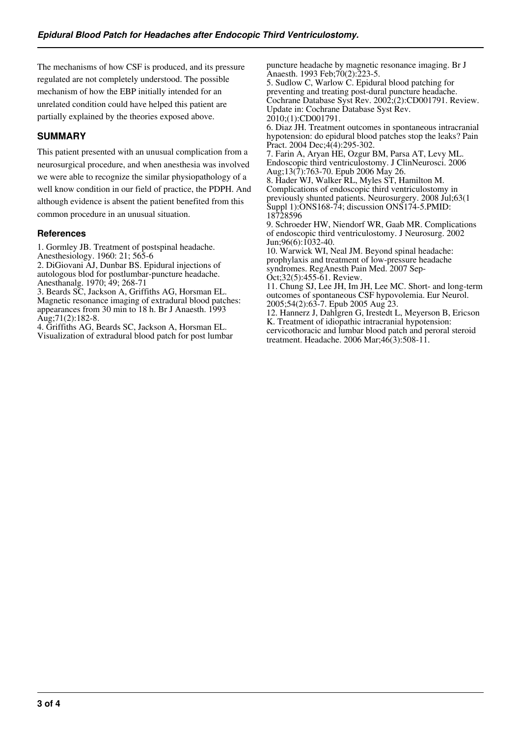The mechanisms of how CSF is produced, and its pressure regulated are not completely understood. The possible mechanism of how the EBP initially intended for an unrelated condition could have helped this patient are partially explained by the theories exposed above.

## SUMMARY

This patient presented with an unusual complication from a neurosurgical procedure, and when anesthesia was involved we were able to recognize the similar physiopathology of a well know condition in our field of practice, the PDPH. And although evidence is absent the patient benefited from this common procedure in an unusual situation.

### References

1. Gormley JB. Treatment of postspinal headache. Anesthesiology. 1960: 21; 565-6
2. DiGiovani AJ, Dunbar BS. Epidural injections of autologous blod for postlumbar-puncture headache. Anesthanalg. 1970; 49; 268-71
3. Beards SC, Jackson A, Griffiths AG, Horsman EL. Magnetic resonance imaging of extradural blood patches: appearances from 30 min to 18 h. Br J Anaesth. 1993 Aug;71(2):182-8.
4. Griffiths AG, Beards SC, Jackson A, Horsman EL. Visualization of extradural blood patch for post lumbar puncture headache by magnetic resonance imaging. Br J Anaesth. 1993 Feb;70(2):223-5.
5. Sudlow C, Warlow C. Epidural blood patching for preventing and treating post-dural puncture headache. Cochrane Database Syst Rev. 2002;(2):CD001791. Review. Update in: Cochrane Database Syst Rev. 2010;(1):CD001791.
6. Diaz JH. Treatment outcomes in spontaneous intracranial hypotension: do epidural blood patches stop the leaks? Pain Pract. 2004 Dec;4(4):295-302.
7. Farin A, Aryan HE, Ozgur BM, Parsa AT, Levy ML. Endoscopic third ventriculostomy. J ClinNeurosci. 2006 Aug;13(7):763-70. Epub 2006 May 26.
8. Hader WJ, Walker RL, Myles ST, Hamilton M. Complications of endoscopic third ventriculostomy in previously shunted patients. Neurosurgery. 2008 Jul;63(1 Suppl 1):ONS168-74; discussion ONS174-5.PMID: 18728596
9. Schroeder HW, Niendorf WR, Gaab MR. Complications of endoscopic third ventriculostomy. J Neurosurg. 2002 Jun;96(6):1032-40.
10. Warwick WI, Neal JM. Beyond spinal headache: prophylaxis and treatment of low-pressure headache syndromes. RegAnesth Pain Med. 2007 Sep-Oct;32(5):455-61. Review.
11. Chung SJ, Lee JH, Im JH, Lee MC. Short- and long-term outcomes of spontaneous CSF hypovolemia. Eur Neurol. 2005;54(2):63-7. Epub 2005 Aug 23.
12. Hannerz J, Dahlgren G, Irestedt L, Meyerson B, Ericson K. Treatment of idiopathic intracranial hypotension: cervicothoracic and lumbar blood patch and peroral steroid treatment. Headache. 2006 Mar;46(3):508-11.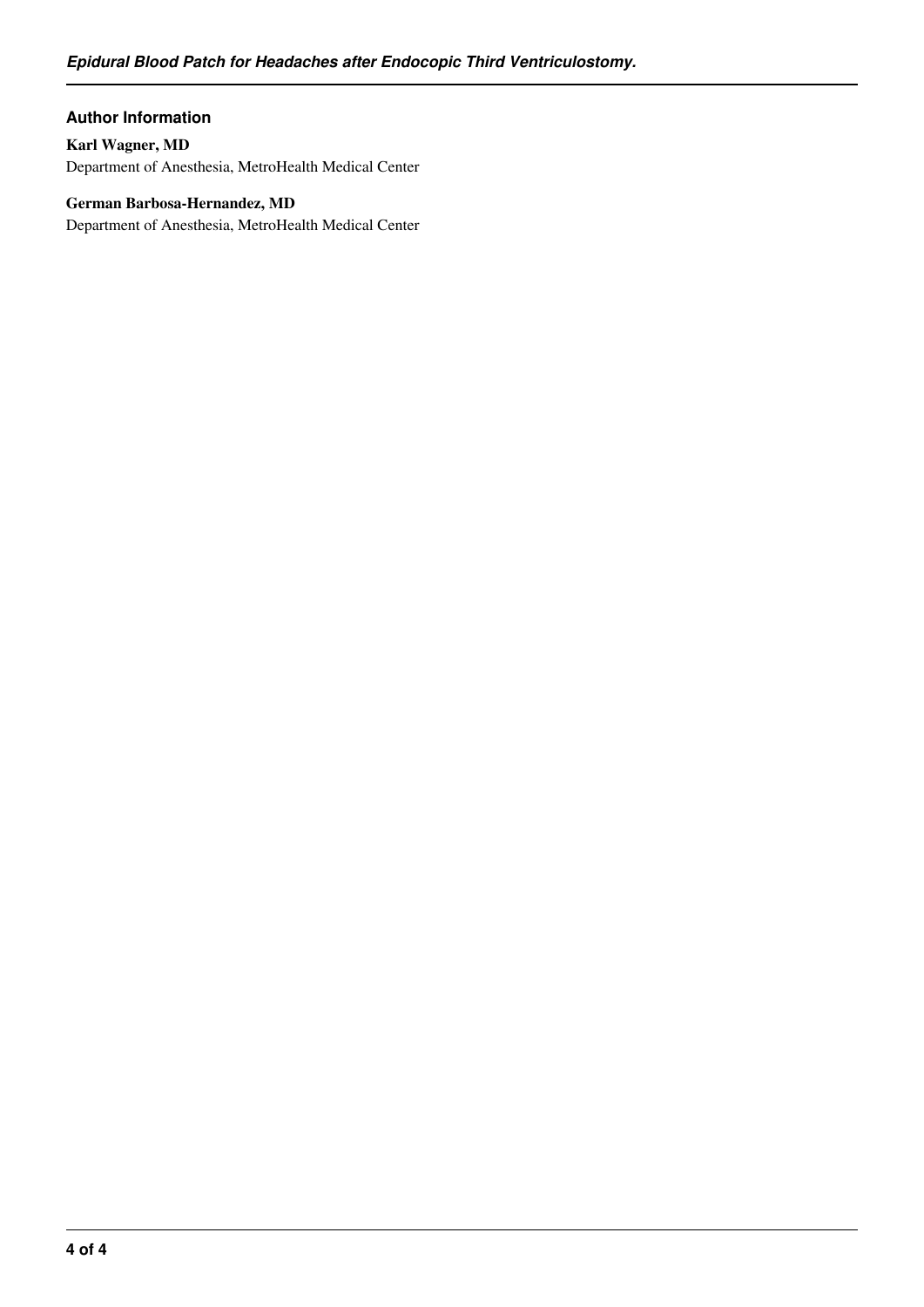## Author Information

**Karl Wagner, MD**
Department of Anesthesia, MetroHealth Medical Center

**German Barbosa-Hernandez, MD**
Department of Anesthesia, MetroHealth Medical Center